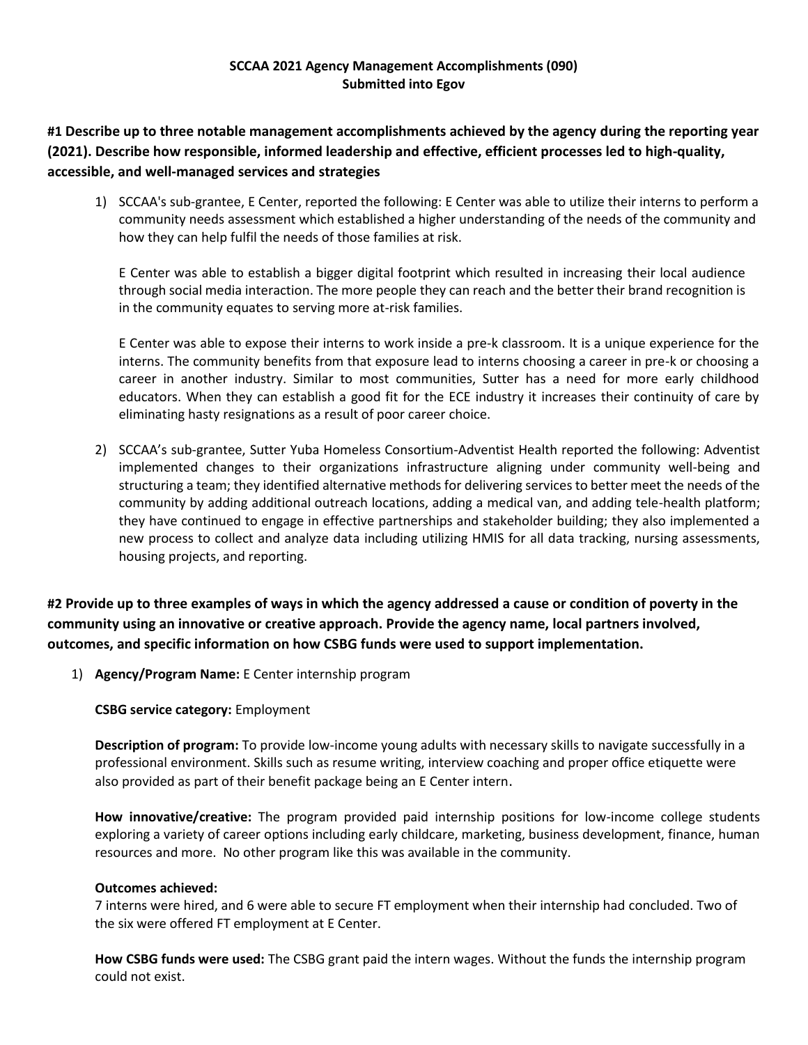**SCCAA 2021 Agency Management Accomplishments (090)**
**Submitted into Egov**

**#1 Describe up to three notable management accomplishments achieved by the agency during the reporting year (2021). Describe how responsible, informed leadership and effective, efficient processes led to high-quality, accessible, and well-managed services and strategies**

1) SCCAA's sub-grantee, E Center, reported the following: E Center was able to utilize their interns to perform a community needs assessment which established a higher understanding of the needs of the community and how they can help fulfil the needs of those families at risk.

   E Center was able to establish a bigger digital footprint which resulted in increasing their local audience through social media interaction. The more people they can reach and the better their brand recognition is in the community equates to serving more at-risk families.

   E Center was able to expose their interns to work inside a pre-k classroom. It is a unique experience for the interns. The community benefits from that exposure lead to interns choosing a career in pre-k or choosing a career in another industry. Similar to most communities, Sutter has a need for more early childhood educators. When they can establish a good fit for the ECE industry it increases their continuity of care by eliminating hasty resignations as a result of poor career choice.

2) SCCAA's sub-grantee, Sutter Yuba Homeless Consortium-Adventist Health reported the following: Adventist implemented changes to their organizations infrastructure aligning under community well-being and structuring a team; they identified alternative methods for delivering services to better meet the needs of the community by adding additional outreach locations, adding a medical van, and adding tele-health platform; they have continued to engage in effective partnerships and stakeholder building; they also implemented a new process to collect and analyze data including utilizing HMIS for all data tracking, nursing assessments, housing projects, and reporting.

**#2 Provide up to three examples of ways in which the agency addressed a cause or condition of poverty in the community using an innovative or creative approach. Provide the agency name, local partners involved, outcomes, and specific information on how CSBG funds were used to support implementation.**

1) **Agency/Program Name:** E Center internship program

   **CSBG service category:** Employment

   **Description of program:** To provide low-income young adults with necessary skills to navigate successfully in a professional environment. Skills such as resume writing, interview coaching and proper office etiquette were also provided as part of their benefit package being an E Center intern.

   **How innovative/creative:** The program provided paid internship positions for low-income college students exploring a variety of career options including early childcare, marketing, business development, finance, human resources and more. No other program like this was available in the community.

   **Outcomes achieved:**
   7 interns were hired, and 6 were able to secure FT employment when their internship had concluded. Two of the six were offered FT employment at E Center.

   **How CSBG funds were used:** The CSBG grant paid the intern wages. Without the funds the internship program could not exist.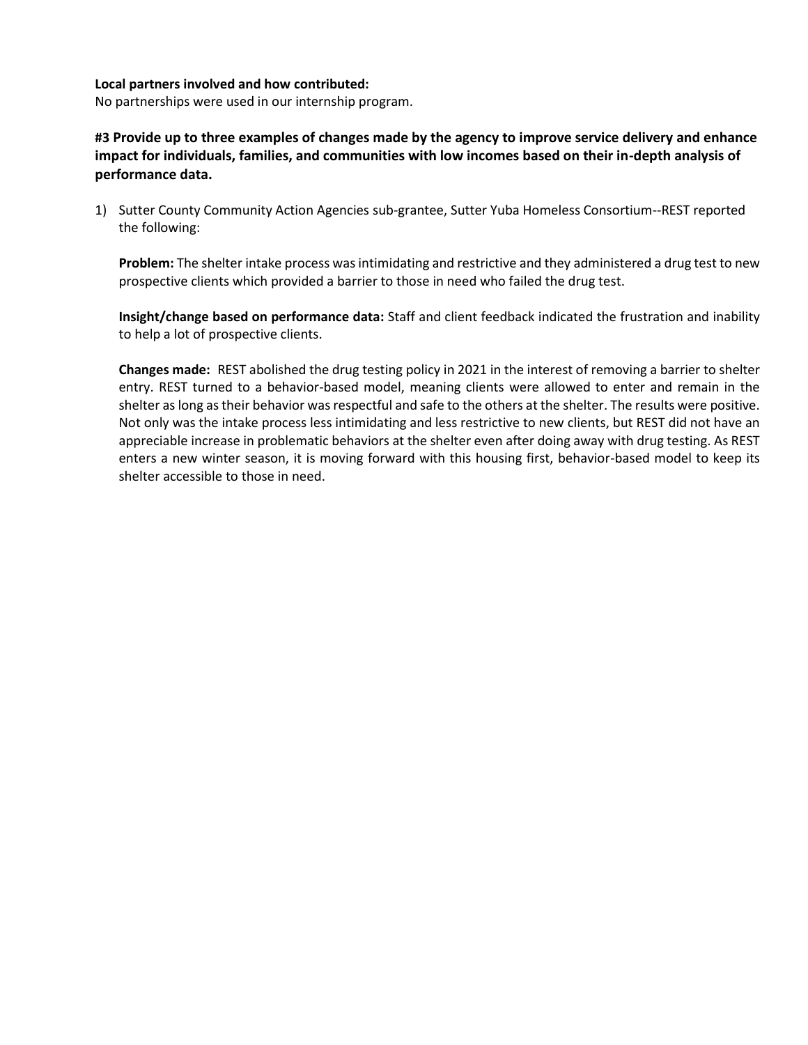**Local partners involved and how contributed:**
No partnerships were used in our internship program.

**#3 Provide up to three examples of changes made by the agency to improve service delivery and enhance impact for individuals, families, and communities with low incomes based on their in-depth analysis of performance data.**

1) Sutter County Community Action Agencies sub-grantee, Sutter Yuba Homeless Consortium--REST reported the following:

   **Problem:** The shelter intake process was intimidating and restrictive and they administered a drug test to new prospective clients which provided a barrier to those in need who failed the drug test.

   **Insight/change based on performance data:** Staff and client feedback indicated the frustration and inability to help a lot of prospective clients.

   **Changes made:** REST abolished the drug testing policy in 2021 in the interest of removing a barrier to shelter entry. REST turned to a behavior-based model, meaning clients were allowed to enter and remain in the shelter as long as their behavior was respectful and safe to the others at the shelter. The results were positive. Not only was the intake process less intimidating and less restrictive to new clients, but REST did not have an appreciable increase in problematic behaviors at the shelter even after doing away with drug testing. As REST enters a new winter season, it is moving forward with this housing first, behavior-based model to keep its shelter accessible to those in need.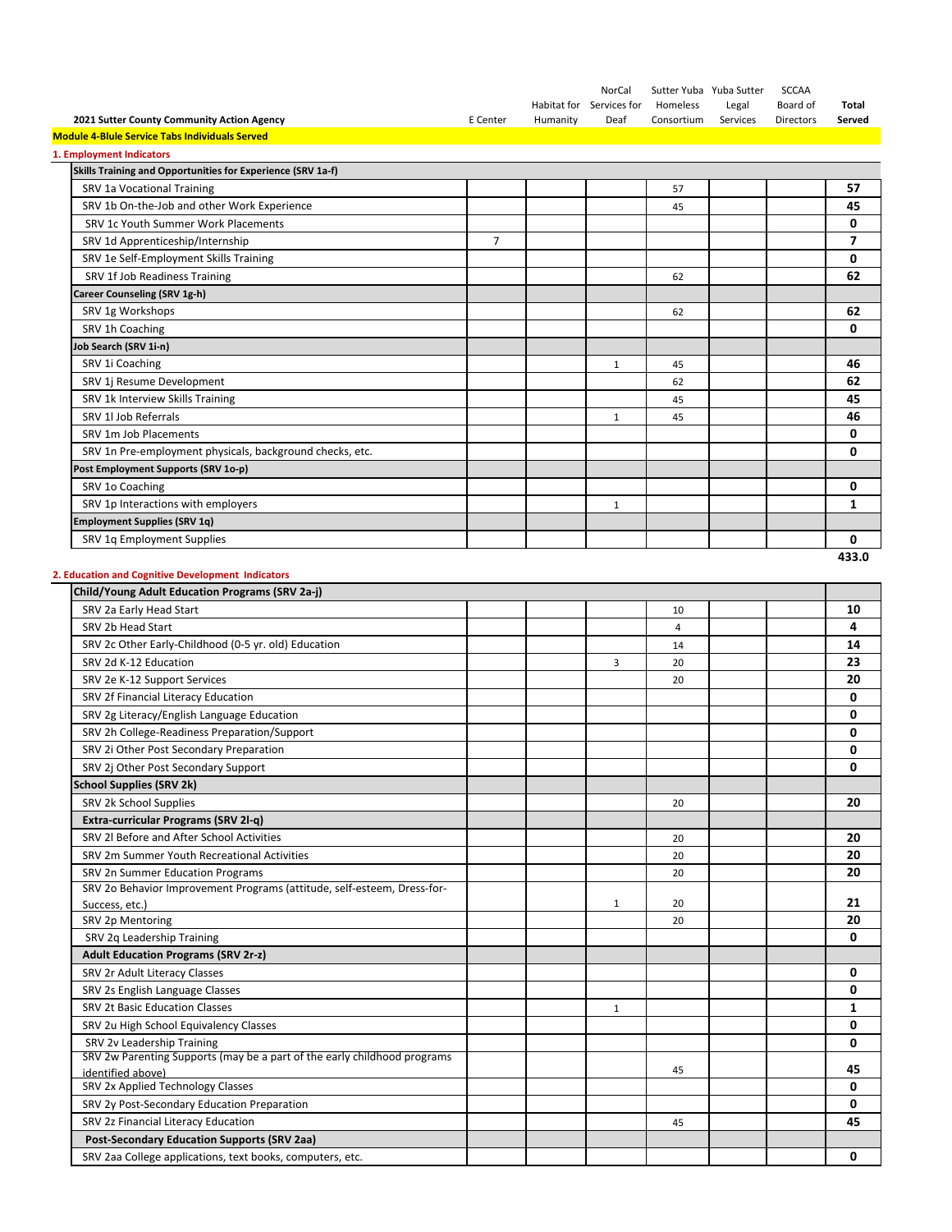| 2021 Sutter County Community Action Agency | E Center | Habitat for Humanity | NorCal Services for Deaf | Sutter Yuba Homeless Consortium | Yuba Sutter Legal Services | SCCAA Board of Directors | Total Served |
|---|---|---|---|---|---|---|---|
| **Module 4-Blule Service Tabs Individuals Served** | | | | | | | |
| **1. Employment Indicators** | | | | | | | |
| **Skills Training and Opportunities for Experience (SRV 1a-f)** | | | | | | | |
| SRV 1a Vocational Training | | | | 57 | | | **57** |
| SRV 1b On-the-Job and other Work Experience | | | | 45 | | | **45** |
| SRV 1c Youth Summer Work Placements | | | | | | | **0** |
| SRV 1d Apprenticeship/Internship | 7 | | | | | | **7** |
| SRV 1e Self-Employment Skills Training | | | | | | | **0** |
| SRV 1f Job Readiness Training | | | | 62 | | | **62** |
| **Career Counseling (SRV 1g-h)** | | | | | | | |
| SRV 1g Workshops | | | | 62 | | | **62** |
| SRV 1h Coaching | | | | | | | **0** |
| **Job Search (SRV 1i-n)** | | | | | | | |
| SRV 1i Coaching | | | 1 | 45 | | | **46** |
| SRV 1j Resume Development | | | | 62 | | | **62** |
| SRV 1k Interview Skills Training | | | | 45 | | | **45** |
| SRV 1l Job Referrals | | | 1 | 45 | | | **46** |
| SRV 1m Job Placements | | | | | | | **0** |
| SRV 1n Pre-employment physicals, background checks, etc. | | | | | | | **0** |
| **Post Employment Supports (SRV 1o-p)** | | | | | | | |
| SRV 1o Coaching | | | | | | | **0** |
| SRV 1p Interactions with employers | | | 1 | | | | **1** |
| **Employment Supplies (SRV 1q)** | | | | | | | |
| SRV 1q Employment Supplies | | | | | | | **0** |
| | | | | | | | **433.0** |

**2. Education and Cognitive Development Indicators**

| | E Center | Habitat for Humanity | NorCal Services for Deaf | Sutter Yuba Homeless Consortium | Yuba Sutter Legal Services | SCCAA Board of Directors | Total Served |
|---|---|---|---|---|---|---|---|
| **Child/Young Adult Education Programs (SRV 2a-j)** | | | | | | | |
| SRV 2a Early Head Start | | | | 10 | | | **10** |
| SRV 2b Head Start | | | | 4 | | | **4** |
| SRV 2c Other Early-Childhood (0-5 yr. old) Education | | | | 14 | | | **14** |
| SRV 2d K-12 Education | | | 3 | 20 | | | **23** |
| SRV 2e K-12 Support Services | | | | 20 | | | **20** |
| SRV 2f Financial Literacy Education | | | | | | | **0** |
| SRV 2g Literacy/English Language Education | | | | | | | **0** |
| SRV 2h College-Readiness Preparation/Support | | | | | | | **0** |
| SRV 2i Other Post Secondary Preparation | | | | | | | **0** |
| SRV 2j Other Post Secondary Support | | | | | | | **0** |
| **School Supplies (SRV 2k)** | | | | | | | |
| SRV 2k School Supplies | | | | 20 | | | **20** |
| **Extra-curricular Programs (SRV 2l-q)** | | | | | | | |
| SRV 2l Before and After School Activities | | | | 20 | | | **20** |
| SRV 2m Summer Youth Recreational Activities | | | | 20 | | | **20** |
| SRV 2n Summer Education Programs | | | | 20 | | | **20** |
| SRV 2o Behavior Improvement Programs (attitude, self-esteem, Dress-for-Success, etc.) | | | 1 | 20 | | | **21** |
| SRV 2p Mentoring | | | | 20 | | | **20** |
| SRV 2q Leadership Training | | | | | | | **0** |
| **Adult Education Programs (SRV 2r-z)** | | | | | | | |
| SRV 2r Adult Literacy Classes | | | | | | | **0** |
| SRV 2s English Language Classes | | | | | | | **0** |
| SRV 2t Basic Education Classes | | | 1 | | | | **1** |
| SRV 2u High School Equivalency Classes | | | | | | | **0** |
| SRV 2v Leadership Training | | | | | | | **0** |
| SRV 2w Parenting Supports (may be a part of the early childhood programs identified above) | | | | 45 | | | **45** |
| SRV 2x Applied Technology Classes | | | | | | | **0** |
| SRV 2y Post-Secondary Education Preparation | | | | | | | **0** |
| SRV 2z Financial Literacy Education | | | | 45 | | | **45** |
| **Post-Secondary Education Supports (SRV 2aa)** | | | | | | | |
| SRV 2aa College applications, text books, computers, etc. | | | | | | | **0** |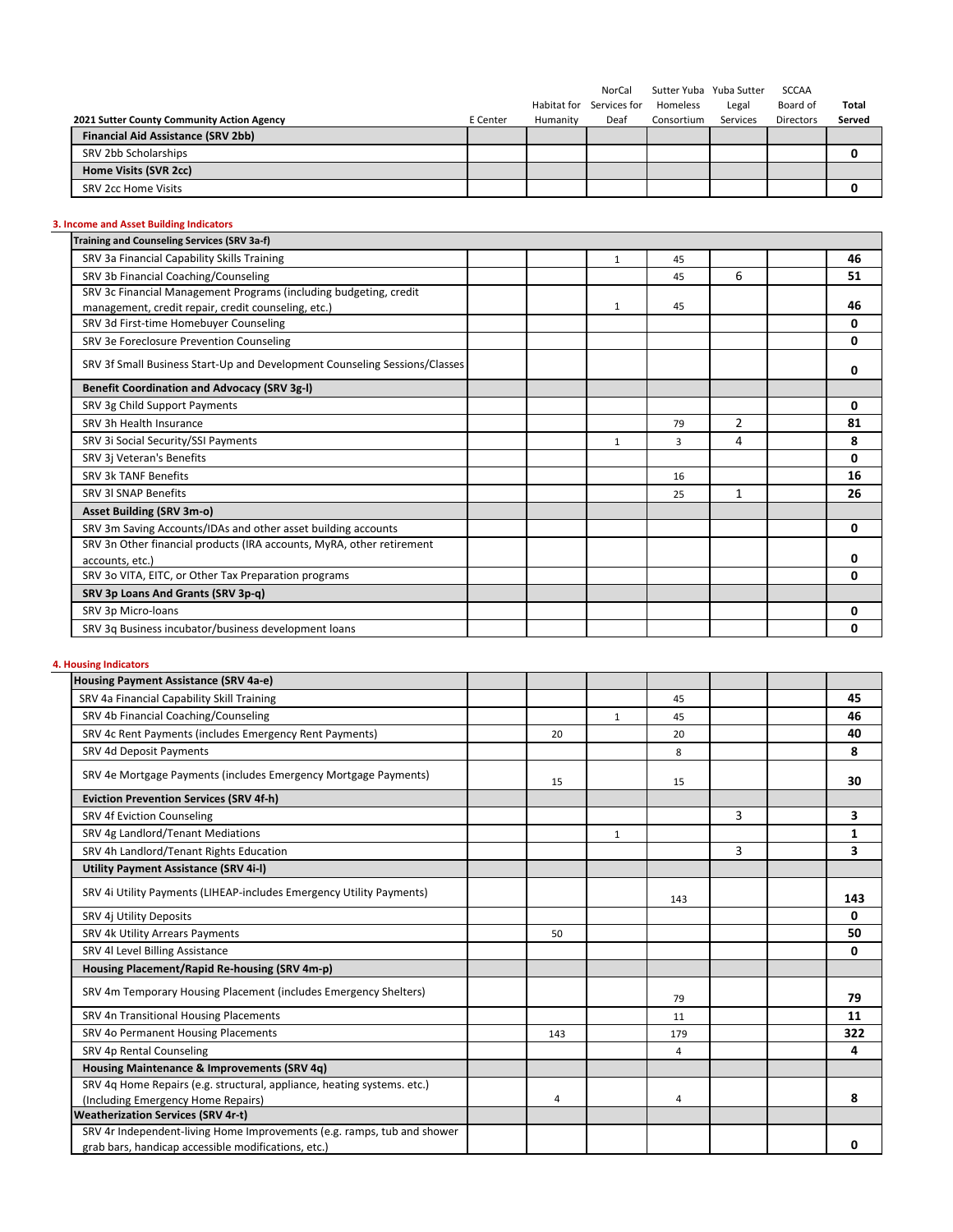| 2021 Sutter County Community Action Agency | E Center | Habitat for Humanity | NorCal Services for Deaf | Sutter Yuba Homeless Consortium | Yuba Sutter Legal Services | SCCAA Board of Directors | Total Served |
|---|---|---|---|---|---|---|---|
| **Financial Aid Assistance (SRV 2bb)** | | | | | | | |
| SRV 2bb Scholarships | | | | | | | **0** |
| **Home Visits (SVR 2cc)** | | | | | | | |
| SRV 2cc Home Visits | | | | | | | **0** |

## 3. Income and Asset Building Indicators

| | E Center | Habitat for Humanity | NorCal Services for Deaf | Sutter Yuba Homeless Consortium | Yuba Sutter Legal Services | SCCAA Board of Directors | Total Served |
|---|---|---|---|---|---|---|---|
| **Training and Counseling Services (SRV 3a-f)** | | | | | | | |
| SRV 3a Financial Capability Skills Training | | | 1 | 45 | | | **46** |
| SRV 3b Financial Coaching/Counseling | | | | 45 | 6 | | **51** |
| SRV 3c Financial Management Programs (including budgeting, credit management, credit repair, credit counseling, etc.) | | | 1 | 45 | | | **46** |
| SRV 3d First-time Homebuyer Counseling | | | | | | | **0** |
| SRV 3e Foreclosure Prevention Counseling | | | | | | | **0** |
| SRV 3f Small Business Start-Up and Development Counseling Sessions/Classes | | | | | | | **0** |
| **Benefit Coordination and Advocacy (SRV 3g-l)** | | | | | | | |
| SRV 3g Child Support Payments | | | | | | | **0** |
| SRV 3h Health Insurance | | | | 79 | 2 | | **81** |
| SRV 3i Social Security/SSI Payments | | | 1 | 3 | 4 | | **8** |
| SRV 3j Veteran's Benefits | | | | | | | **0** |
| SRV 3k TANF Benefits | | | | 16 | | | **16** |
| SRV 3l SNAP Benefits | | | | 25 | 1 | | **26** |
| **Asset Building (SRV 3m-o)** | | | | | | | |
| SRV 3m Saving Accounts/IDAs and other asset building accounts | | | | | | | **0** |
| SRV 3n Other financial products (IRA accounts, MyRA, other retirement accounts, etc.) | | | | | | | **0** |
| SRV 3o VITA, EITC, or Other Tax Preparation programs | | | | | | | **0** |
| **SRV 3p Loans And Grants (SRV 3p-q)** | | | | | | | |
| SRV 3p Micro-loans | | | | | | | **0** |
| SRV 3q Business incubator/business development loans | | | | | | | **0** |

## 4. Housing Indicators

| | E Center | Habitat for Humanity | NorCal Services for Deaf | Sutter Yuba Homeless Consortium | Yuba Sutter Legal Services | SCCAA Board of Directors | Total Served |
|---|---|---|---|---|---|---|---|
| **Housing Payment Assistance (SRV 4a-e)** | | | | | | | |
| SRV 4a Financial Capability Skill Training | | | | 45 | | | **45** |
| SRV 4b Financial Coaching/Counseling | | | 1 | 45 | | | **46** |
| SRV 4c Rent Payments (includes Emergency Rent Payments) | | 20 | | 20 | | | **40** |
| SRV 4d Deposit Payments | | | | 8 | | | **8** |
| SRV 4e Mortgage Payments (includes Emergency Mortgage Payments) | | 15 | | 15 | | | **30** |
| **Eviction Prevention Services (SRV 4f-h)** | | | | | | | |
| SRV 4f Eviction Counseling | | | | | 3 | | **3** |
| SRV 4g Landlord/Tenant Mediations | | | 1 | | | | **1** |
| SRV 4h Landlord/Tenant Rights Education | | | | | 3 | | **3** |
| **Utility Payment Assistance (SRV 4i-l)** | | | | | | | |
| SRV 4i Utility Payments (LIHEAP-includes Emergency Utility Payments) | | | | 143 | | | **143** |
| SRV 4j Utility Deposits | | | | | | | **0** |
| SRV 4k Utility Arrears Payments | | 50 | | | | | **50** |
| SRV 4l Level Billing Assistance | | | | | | | **0** |
| **Housing Placement/Rapid Re-housing (SRV 4m-p)** | | | | | | | |
| SRV 4m Temporary Housing Placement (includes Emergency Shelters) | | | | 79 | | | **79** |
| SRV 4n Transitional Housing Placements | | | | 11 | | | **11** |
| SRV 4o Permanent Housing Placements | | 143 | | 179 | | | **322** |
| SRV 4p Rental Counseling | | | | 4 | | | **4** |
| **Housing Maintenance & Improvements (SRV 4q)** | | | | | | | |
| SRV 4q Home Repairs (e.g. structural, appliance, heating systems. etc.) (Including Emergency Home Repairs) | | 4 | | 4 | | | **8** |
| **Weatherization Services (SRV 4r-t)** | | | | | | | |
| SRV 4r Independent-living Home Improvements (e.g. ramps, tub and shower grab bars, handicap accessible modifications, etc.) | | | | | | | **0** |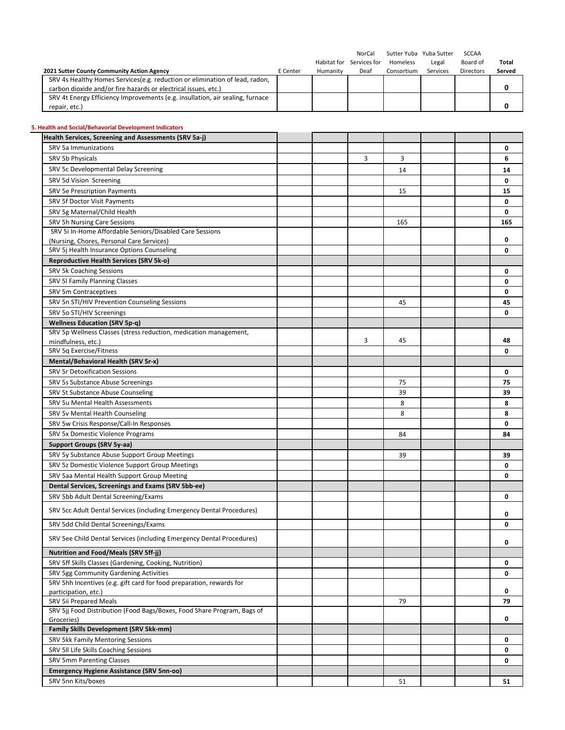| 2021 Sutter County Community Action Agency | E Center | Habitat for Humanity | NorCal Services for Deaf | Sutter Yuba Homeless Consortium | Yuba Sutter Legal Services | SCCAA Board of Directors | Total Served |
|---|---|---|---|---|---|---|---|
| SRV 4s Healthy Homes Services(e.g. reduction or elimination of lead, radon, carbon dioxide and/or fire hazards or electrical issues, etc.) | | | | | | | 0 |
| SRV 4t Energy Efficiency Improvements (e.g. insullation, air sealing, furnace repair, etc.) | | | | | | | 0 |

**5. Health and Social/Behavioral Development Indicators**

| | E Center | Habitat for Humanity | NorCal Services for Deaf | Sutter Yuba Homeless Consortium | Yuba Sutter Legal Services | SCCAA Board of Directors | Total Served |
|---|---|---|---|---|---|---|---|
| **Health Services, Screening and Assessments (SRV 5a-j)** | | | | | | | |
| SRV 5a Immunizations | | | | | | | 0 |
| SRV 5b Physicals | | | 3 | 3 | | | 6 |
| SRV 5c Developmental Delay Screening | | | | 14 | | | 14 |
| SRV 5d Vision Screening | | | | | | | 0 |
| SRV 5e Prescription Payments | | | | 15 | | | 15 |
| SRV 5f Doctor Visit Payments | | | | | | | 0 |
| SRV 5g Maternal/Child Health | | | | | | | 0 |
| SRV 5h Nursing Care Sessions | | | | 165 | | | 165 |
| SRV 5i In-Home Affordable Seniors/Disabled Care Sessions (Nursing, Chores, Personal Care Services) | | | | | | | 0 |
| SRV 5j Health Insurance Options Counseling | | | | | | | 0 |
| **Reproductive Health Services (SRV 5k-o)** | | | | | | | |
| SRV 5k Coaching Sessions | | | | | | | 0 |
| SRV 5l Family Planning Classes | | | | | | | 0 |
| SRV 5m Contraceptives | | | | | | | 0 |
| SRV 5n STI/HIV Prevention Counseling Sessions | | | | 45 | | | 45 |
| SRV 5o STI/HIV Screenings | | | | | | | 0 |
| **Wellness Education (SRV 5p-q)** | | | | | | | |
| SRV 5p Wellness Classes (stress reduction, medication management, mindfulness, etc.) | | | 3 | 45 | | | 48 |
| SRV 5q Exercise/Fitness | | | | | | | 0 |
| **Mental/Behavioral Health (SRV 5r-x)** | | | | | | | |
| SRV 5r Detoxification Sessions | | | | | | | 0 |
| SRV 5s Substance Abuse Screenings | | | | 75 | | | 75 |
| SRV 5t Substance Abuse Counseling | | | | 39 | | | 39 |
| SRV 5u Mental Health Assessments | | | | 8 | | | 8 |
| SRV 5v Mental Health Counseling | | | | 8 | | | 8 |
| SRV 5w Crisis Response/Call-In Responses | | | | | | | 0 |
| SRV 5x Domestic Violence Programs | | | | 84 | | | 84 |
| **Support Groups (SRV 5y-aa)** | | | | | | | |
| SRV 5y Substance Abuse Support Group Meetings | | | | 39 | | | 39 |
| SRV 5z Domestic Violence Support Group Meetings | | | | | | | 0 |
| SRV 5aa Mental Health Support Group Meeting | | | | | | | 0 |
| **Dental Services, Screenings and Exams (SRV 5bb-ee)** | | | | | | | |
| SRV 5bb Adult Dental Screening/Exams | | | | | | | 0 |
| SRV 5cc Adult Dental Services (including Emergency Dental Procedures) | | | | | | | 0 |
| SRV 5dd Child Dental Screenings/Exams | | | | | | | 0 |
| SRV 5ee Child Dental Services (including Emergency Dental Procedures) | | | | | | | 0 |
| **Nutrition and Food/Meals (SRV 5ff-jj)** | | | | | | | |
| SRV 5ff Skills Classes (Gardening, Cooking, Nutrition) | | | | | | | 0 |
| SRV 5gg Community Gardening Activities | | | | | | | 0 |
| SRV 5hh Incentives (e.g. gift card for food preparation, rewards for participation, etc.) | | | | | | | 0 |
| SRV 5ii Prepared Meals | | | | 79 | | | 79 |
| SRV 5jj Food Distribution (Food Bags/Boxes, Food Share Program, Bags of Groceries) | | | | | | | 0 |
| **Family Skills Development (SRV 5kk-mm)** | | | | | | | |
| SRV 5kk Family Mentoring Sessions | | | | | | | 0 |
| SRV 5ll Life Skills Coaching Sessions | | | | | | | 0 |
| SRV 5mm Parenting Classes | | | | | | | 0 |
| **Emergency Hygiene Assistance (SRV 5nn-oo)** | | | | | | | |
| SRV 5nn Kits/boxes | | | | 51 | | | 51 |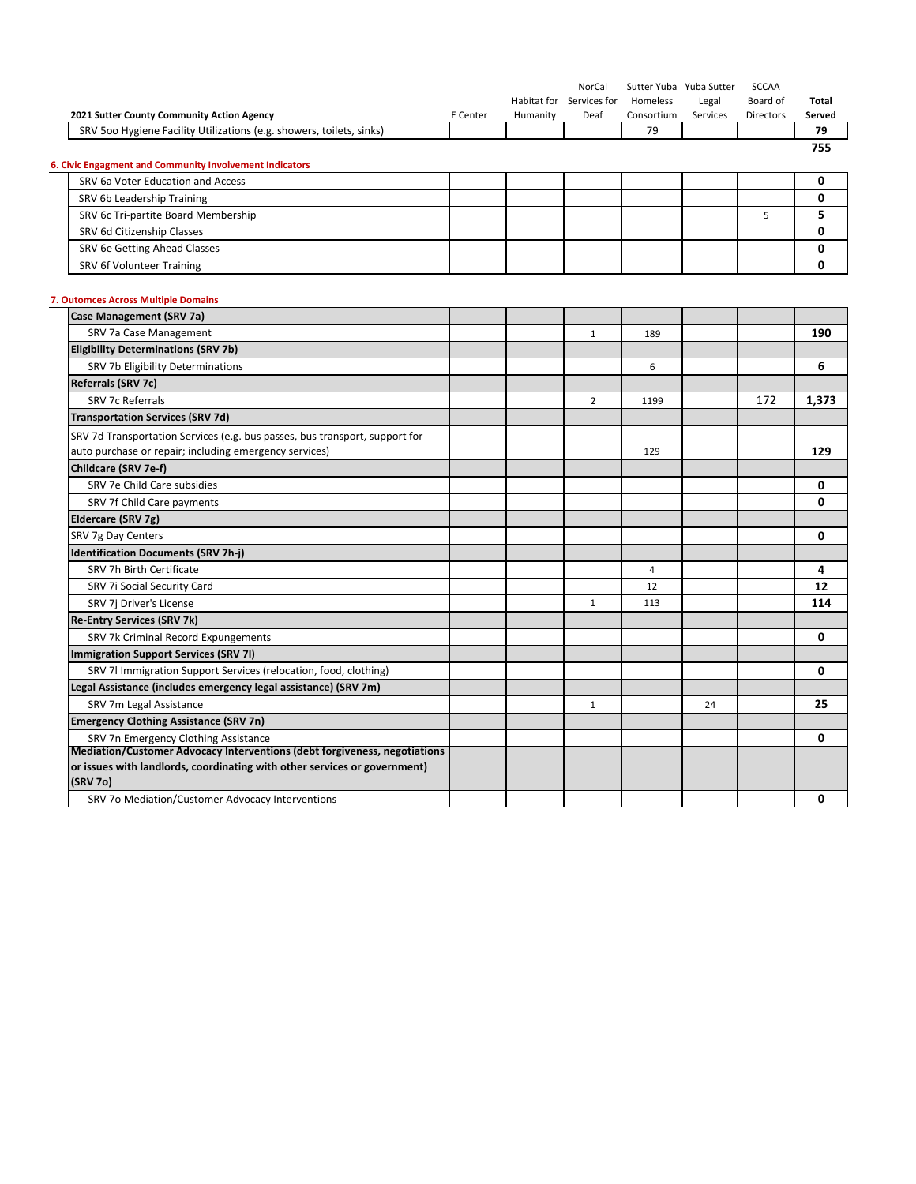| 2021 Sutter County Community Action Agency | E Center | Habitat for Humanity | NorCal Services for Deaf | Sutter Yuba Homeless Consortium | Yuba Sutter Legal Services | SCCAA Board of Directors | Total Served |
|---|---|---|---|---|---|---|---|
| SRV 5oo Hygiene Facility Utilizations (e.g. showers, toilets, sinks) | | | | 79 | | | 79 |
| | | | | | | | 755 |

#### 6. Civic Engagment and Community Involvement Indicators

| | E Center | Habitat for Humanity | NorCal Services for Deaf | Sutter Yuba Homeless Consortium | Yuba Sutter Legal Services | SCCAA Board of Directors | Total Served |
|---|---|---|---|---|---|---|---|
| SRV 6a Voter Education and Access | | | | | | | 0 |
| SRV 6b Leadership Training | | | | | | | 0 |
| SRV 6c Tri-partite Board Membership | | | | | | 5 | 5 |
| SRV 6d Citizenship Classes | | | | | | | 0 |
| SRV 6e Getting Ahead Classes | | | | | | | 0 |
| SRV 6f Volunteer Training | | | | | | | 0 |

#### 7. Outomces Across Multiple Domains

| | E Center | Habitat for Humanity | NorCal Services for Deaf | Sutter Yuba Homeless Consortium | Yuba Sutter Legal Services | SCCAA Board of Directors | Total Served |
|---|---|---|---|---|---|---|---|
| **Case Management (SRV 7a)** | | | | | | | |
| SRV 7a Case Management | | | 1 | 189 | | | 190 |
| **Eligibility Determinations (SRV 7b)** | | | | | | | |
| SRV 7b Eligibility Determinations | | | | 6 | | | 6 |
| **Referrals (SRV 7c)** | | | | | | | |
| SRV 7c Referrals | | | 2 | 1199 | | 172 | 1,373 |
| **Transportation Services (SRV 7d)** | | | | | | | |
| SRV 7d Transportation Services (e.g. bus passes, bus transport, support for auto purchase or repair; including emergency services) | | | | 129 | | | 129 |
| **Childcare (SRV 7e-f)** | | | | | | | |
| SRV 7e Child Care subsidies | | | | | | | 0 |
| SRV 7f Child Care payments | | | | | | | 0 |
| **Eldercare (SRV 7g)** | | | | | | | |
| SRV 7g Day Centers | | | | | | | 0 |
| **Identification Documents (SRV 7h-j)** | | | | | | | |
| SRV 7h Birth Certificate | | | | 4 | | | 4 |
| SRV 7i Social Security Card | | | | 12 | | | 12 |
| SRV 7j Driver's License | | | 1 | 113 | | | 114 |
| **Re-Entry Services (SRV 7k)** | | | | | | | |
| SRV 7k Criminal Record Expungements | | | | | | | 0 |
| **Immigration Support Services (SRV 7l)** | | | | | | | |
| SRV 7l Immigration Support Services (relocation, food, clothing) | | | | | | | 0 |
| **Legal Assistance (includes emergency legal assistance) (SRV 7m)** | | | | | | | |
| SRV 7m Legal Assistance | | | 1 | | 24 | | 25 |
| **Emergency Clothing Assistance (SRV 7n)** | | | | | | | |
| SRV 7n Emergency Clothing Assistance | | | | | | | 0 |
| **Mediation/Customer Advocacy Interventions (debt forgiveness, negotiations or issues with landlords, coordinating with other services or government) (SRV 7o)** | | | | | | | |
| SRV 7o Mediation/Customer Advocacy Interventions | | | | | | | 0 |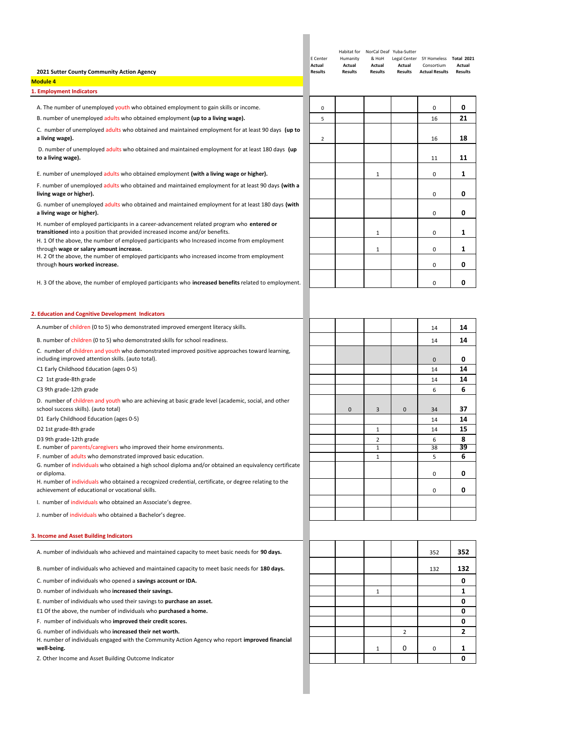**2021 Sutter County Community Action Agency**

**Module 4**

| | E Center Actual Results | Habitat for Humanity Actual Results | NorCal Deaf & HoH Actual Results | Yuba-Sutter Legal Center Actual Results | SY Homeless Consortium Actual Results | Total 2021 Actual Results |
|---|---|---|---|---|---|---|
| **1. Employment Indicators** | | | | | | |
| A. The number of unemployed youth who obtained employment to gain skills or income. | 0 | | | | 0 | 0 |
| B. number of unemployed adults who obtained employment **(up to a living wage).** | 5 | | | | 16 | 21 |
| C. number of unemployed adults who obtained and maintained employment for at least 90 days **(up to a living wage).** | 2 | | | | 16 | 18 |
| D. number of unemployed adults who obtained and maintained employment for at least 180 days **(up to a living wage).** | | | | | 11 | 11 |
| E. number of unemployed adults who obtained employment **(with a living wage or higher).** | | | 1 | | 0 | 1 |
| F. number of unemployed adults who obtained and maintained employment for at least 90 days **(with a living wage or higher).** | | | | | 0 | 0 |
| G. number of unemployed adults who obtained and maintained employment for at least 180 days **(with a living wage or higher).** | | | | | 0 | 0 |
| H. number of employed participants in a career-advancement related program who **entered or transitioned** into a position that provided increased income and/or benefits. | | | 1 | | 0 | 1 |
| H. 1 Of the above, the number of employed participants who Increased income from employment through **wage or salary amount increase.** | | | 1 | | 0 | 1 |
| H. 2 Of the above, the number of employed participants who increased income from employment through **hours worked increase.** | | | | | 0 | 0 |
| H. 3 Of the above, the number of employed participants who **increased benefits** related to employment. | | | | | 0 | 0 |
| **2. Education and Cognitive Development Indicators** | | | | | | |
| A.number of children (0 to 5) who demonstrated improved emergent literacy skills. | | | | | 14 | 14 |
| B. number of children (0 to 5) who demonstrated skills for school readiness. | | | | | 14 | 14 |
| C. number of children and youth who demonstrated improved positive approaches toward learning, including improved attention skills. (auto total). | | | | | 0 | 0 |
| C1 Early Childhood Education (ages 0-5) | | | | | 14 | 14 |
| C2 1st grade-8th grade | | | | | 14 | 14 |
| C3 9th grade-12th grade | | | | | 6 | 6 |
| D. number of children and youth who are achieving at basic grade level (academic, social, and other school success skills). (auto total) | | 0 | 3 | 0 | 34 | 37 |
| D1 Early Childhood Education (ages 0-5) | | | | | 14 | 14 |
| D2 1st grade-8th grade | | | 1 | | 14 | 15 |
| D3 9th grade-12th grade | | | 2 | | 6 | 8 |
| E. number of parents/caregivers who improved their home environments. | | | 1 | | 38 | 39 |
| F. number of adults who demonstrated improved basic education. | | | 1 | | 5 | 6 |
| G. number of individuals who obtained a high school diploma and/or obtained an equivalency certificate or diploma. | | | | | 0 | 0 |
| H. number of individuals who obtained a recognized credential, certificate, or degree relating to the achievement of educational or vocational skills. | | | | | 0 | 0 |
| I. number of individuals who obtained an Associate's degree. | | | | | | |
| J. number of individuals who obtained a Bachelor's degree. | | | | | | |
| **3. Income and Asset Building Indicators** | | | | | | |
| A. number of individuals who achieved and maintained capacity to meet basic needs for **90 days.** | | | | | 352 | 352 |
| B. number of individuals who achieved and maintained capacity to meet basic needs for **180 days.** | | | | | 132 | 132 |
| C. number of individuals who opened a **savings account or IDA.** | | | | | | 0 |
| D. number of individuals who **increased their savings.** | | | 1 | | | 1 |
| E. number of individuals who used their savings to **purchase an asset.** | | | | | | 0 |
| E1 Of the above, the number of individuals who **purchased a home.** | | | | | | 0 |
| F. number of individuals who **improved their credit scores.** | | | | | | 0 |
| G. number of individuals who **increased their net worth.** | | | | 2 | | 2 |
| H. number of individuals engaged with the Community Action Agency who report **improved financial well-being.** | | | 1 | 0 | 0 | 1 |
| Z. Other Income and Asset Building Outcome Indicator | | | | | | 0 |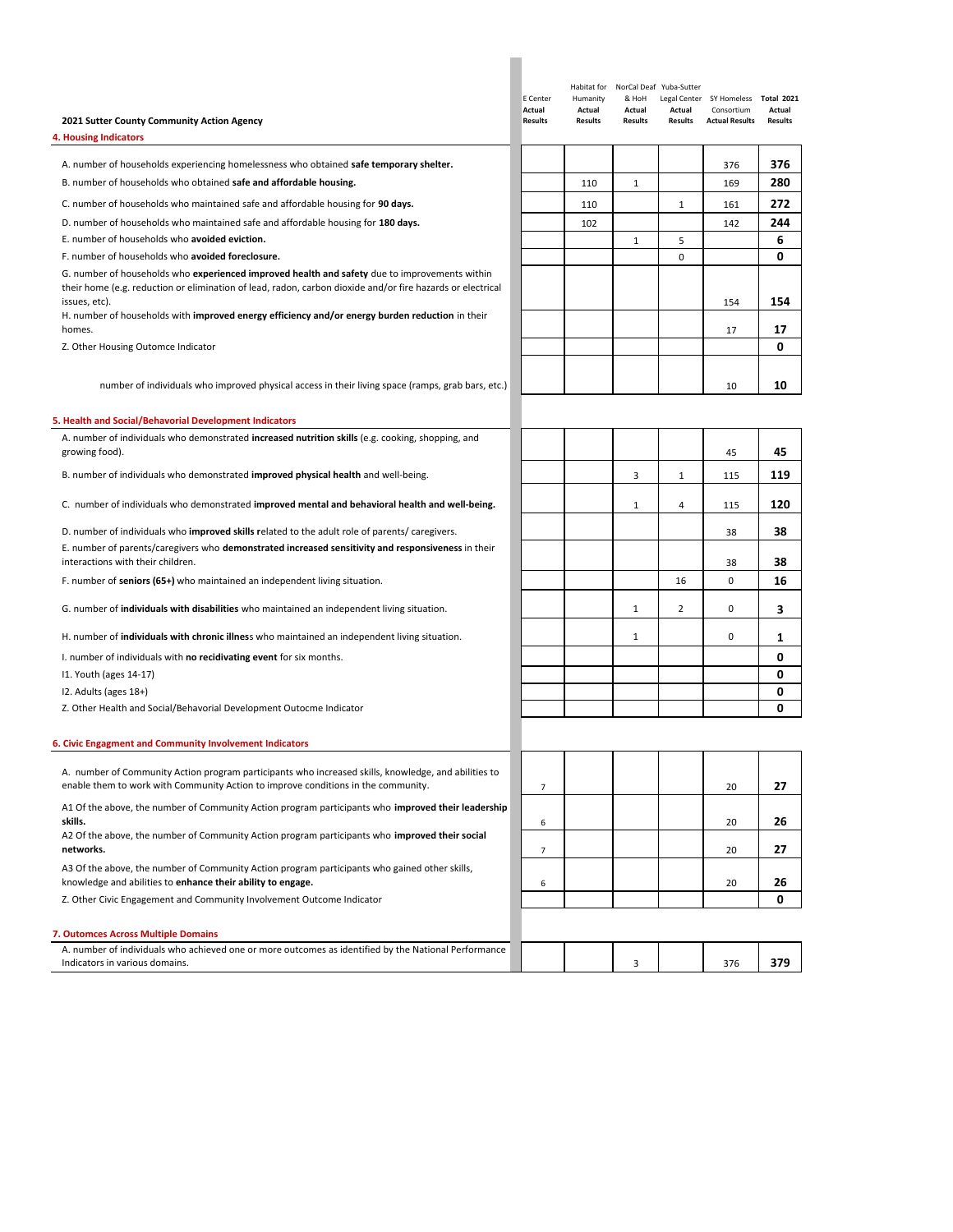## 2021 Sutter County Community Action Agency

| | E Center Actual Results | Habitat for Humanity Actual Results | NorCal Deaf & HoH Actual Results | Yuba-Sutter Legal Center Actual Results | SY Homeless Consortium Actual Results | Total 2021 Actual Results |
|---|---|---|---|---|---|---|
| **4. Housing Indicators** | | | | | | |
| A. number of households experiencing homelessness who obtained **safe temporary shelter.** | | | | | 376 | **376** |
| B. number of households who obtained **safe and affordable housing.** | | 110 | 1 | | 169 | **280** |
| C. number of households who maintained safe and affordable housing for **90 days.** | | 110 | | 1 | 161 | **272** |
| D. number of households who maintained safe and affordable housing for **180 days.** | | 102 | | | 142 | **244** |
| E. number of households who **avoided eviction.** | | | 1 | 5 | | **6** |
| F. number of households who **avoided foreclosure.** | | | | 0 | | **0** |
| G. number of households who **experienced improved health and safety** due to improvements within their home (e.g. reduction or elimination of lead, radon, carbon dioxide and/or fire hazards or electrical issues, etc). | | | | | 154 | **154** |
| H. number of households with **improved energy efficiency and/or energy burden reduction** in their homes. | | | | | 17 | **17** |
| Z. Other Housing Outomce Indicator | | | | | | **0** |
| number of individuals who improved physical access in their living space (ramps, grab bars, etc.) | | | | | 10 | **10** |
| **5. Health and Social/Behavorial Development Indicators** | | | | | | |
| A. number of individuals who demonstrated **increased nutrition skills** (e.g. cooking, shopping, and growing food). | | | | | 45 | **45** |
| B. number of individuals who demonstrated **improved physical health** and well-being. | | | 3 | 1 | 115 | **119** |
| C. number of individuals who demonstrated **improved mental and behavioral health and well-being.** | | | 1 | 4 | 115 | **120** |
| D. number of individuals who **improved skills r**elated to the adult role of parents/ caregivers. | | | | | 38 | **38** |
| E. number of parents/caregivers who **demonstrated increased sensitivity and responsiveness** in their interactions with their children. | | | | | 38 | **38** |
| F. number of **seniors (65+)** who maintained an independent living situation. | | | | 16 | 0 | **16** |
| G. number of **individuals with disabilities** who maintained an independent living situation. | | | 1 | 2 | 0 | **3** |
| H. number of **individuals with chronic illnes**s who maintained an independent living situation. | | | 1 | | 0 | **1** |
| I. number of individuals with **no recidivating event** for six months. | | | | | | **0** |
| I1. Youth (ages 14-17) | | | | | | **0** |
| I2. Adults (ages 18+) | | | | | | **0** |
| Z. Other Health and Social/Behavorial Development Outocme Indicator | | | | | | **0** |
| **6. Civic Engagment and Community Involvement Indicators** | | | | | | |
| A. number of Community Action program participants who increased skills, knowledge, and abilities to enable them to work with Community Action to improve conditions in the community. | 7 | | | | 20 | **27** |
| A1 Of the above, the number of Community Action program participants who **improved their leadership skills.** | 6 | | | | 20 | **26** |
| A2 Of the above, the number of Community Action program participants who **improved their social networks.** | 7 | | | | 20 | **27** |
| A3 Of the above, the number of Community Action program participants who gained other skills, knowledge and abilities to **enhance their ability to engage.** | 6 | | | | 20 | **26** |
| Z. Other Civic Engagement and Community Involvement Outcome Indicator | | | | | | **0** |
| **7. Outomces Across Multiple Domains** | | | | | | |
| A. number of individuals who achieved one or more outcomes as identified by the National Performance Indicators in various domains. | | | 3 | | 376 | **379** |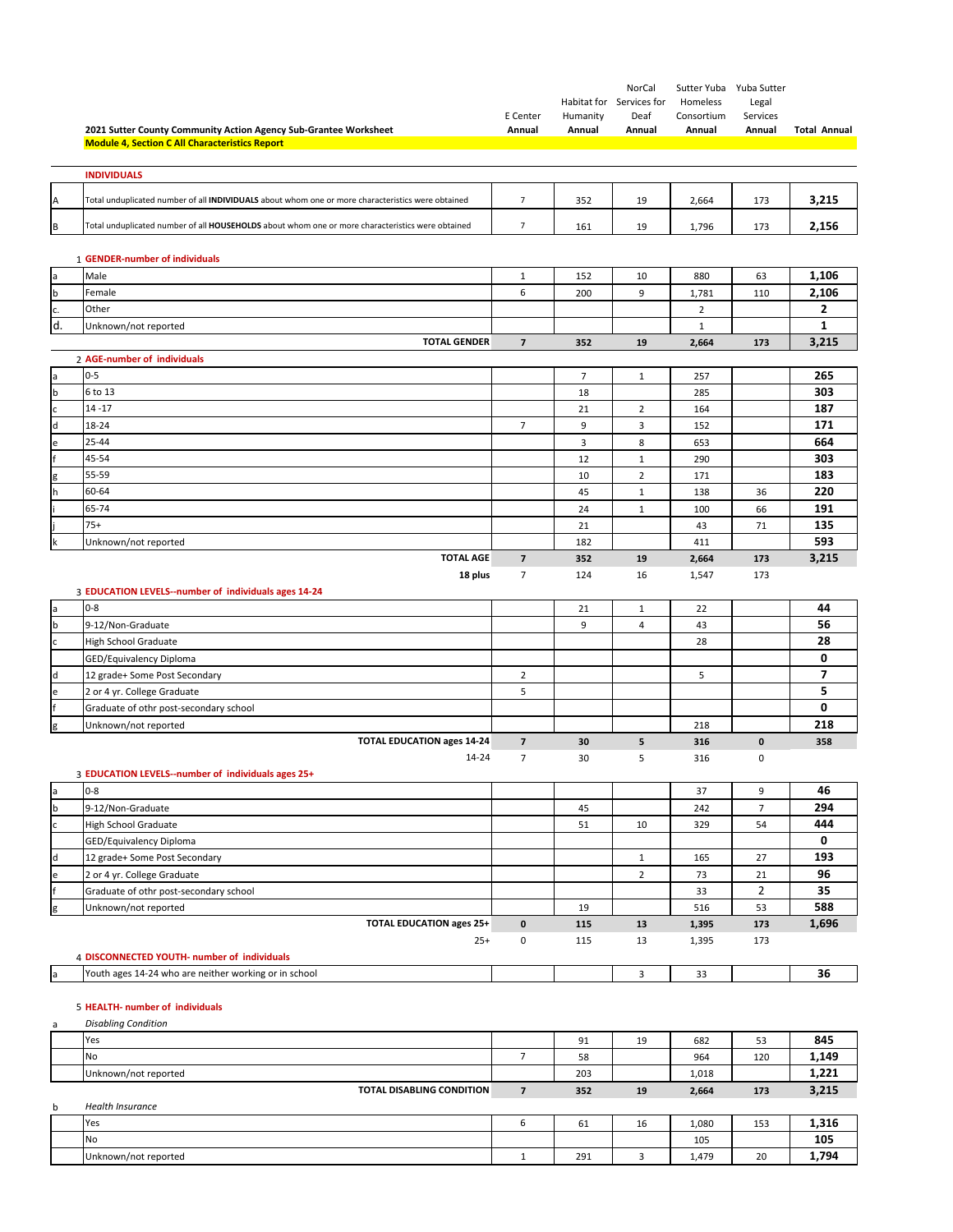**2021 Sutter County Community Action Agency Sub-Grantee Worksheet**

**Module 4, Section C All Characteristics Report**

| | | E Center Annual | Habitat for Humanity Annual | NorCal Services for Deaf Annual | Sutter Yuba Homeless Consortium Annual | Yuba Sutter Legal Services Annual | Total Annual |
|---|---|---|---|---|---|---|---|
| | **INDIVIDUALS** | | | | | | |
| A | Total unduplicated number of all **INDIVIDUALS** about whom one or more characteristics were obtained | 7 | 352 | 19 | 2,664 | 173 | **3,215** |
| B | Total unduplicated number of all **HOUSEHOLDS** about whom one or more characteristics were obtained | 7 | 161 | 19 | 1,796 | 173 | **2,156** |
| 1 | **GENDER-number of individuals** | | | | | | |
| a | Male | 1 | 152 | 10 | 880 | 63 | **1,106** |
| b | Female | 6 | 200 | 9 | 1,781 | 110 | **2,106** |
| c. | Other | | | | 2 | | **2** |
| d. | Unknown/not reported | | | | 1 | | **1** |
| | **TOTAL GENDER** | **7** | **352** | **19** | **2,664** | **173** | **3,215** |
| 2 | **AGE-number of individuals** | | | | | | |
| a | 0-5 | | 7 | 1 | 257 | | **265** |
| b | 6 to 13 | | 18 | | 285 | | **303** |
| c | 14 -17 | | 21 | 2 | 164 | | **187** |
| d | 18-24 | 7 | 9 | 3 | 152 | | **171** |
| e | 25-44 | | 3 | 8 | 653 | | **664** |
| f | 45-54 | | 12 | 1 | 290 | | **303** |
| g | 55-59 | | 10 | 2 | 171 | | **183** |
| h | 60-64 | | 45 | 1 | 138 | 36 | **220** |
| i | 65-74 | | 24 | 1 | 100 | 66 | **191** |
| j | 75+ | | 21 | | 43 | 71 | **135** |
| k | Unknown/not reported | | 182 | | 411 | | **593** |
| | **TOTAL AGE** | **7** | **352** | **19** | **2,664** | **173** | **3,215** |
| | **18 plus** | 7 | 124 | 16 | 1,547 | 173 | |
| 3 | **EDUCATION LEVELS--number of individuals ages 14-24** | | | | | | |
| a | 0-8 | | 21 | 1 | 22 | | **44** |
| b | 9-12/Non-Graduate | | 9 | 4 | 43 | | **56** |
| c | High School Graduate | | | | 28 | | **28** |
| | GED/Equivalency Diploma | | | | | | **0** |
| d | 12 grade+ Some Post Secondary | 2 | | | 5 | | **7** |
| e | 2 or 4 yr. College Graduate | 5 | | | | | **5** |
| f | Graduate of othr post-secondary school | | | | | | **0** |
| g | Unknown/not reported | | | | 218 | | **218** |
| | **TOTAL EDUCATION ages 14-24** | **7** | **30** | **5** | **316** | **0** | **358** |
| | 14-24 | 7 | 30 | 5 | 316 | 0 | |
| 3 | **EDUCATION LEVELS--number of individuals ages 25+** | | | | | | |
| a | 0-8 | | | | 37 | 9 | **46** |
| b | 9-12/Non-Graduate | | 45 | | 242 | 7 | **294** |
| c | High School Graduate | | 51 | 10 | 329 | 54 | **444** |
| | GED/Equivalency Diploma | | | | | | **0** |
| d | 12 grade+ Some Post Secondary | | | 1 | 165 | 27 | **193** |
| e | 2 or 4 yr. College Graduate | | | 2 | 73 | 21 | **96** |
| f | Graduate of othr post-secondary school | | | | 33 | 2 | **35** |
| g | Unknown/not reported | | 19 | | 516 | 53 | **588** |
| | **TOTAL EDUCATION ages 25+** | **0** | **115** | **13** | **1,395** | **173** | **1,696** |
| | 25+ | 0 | 115 | 13 | 1,395 | 173 | |
| 4 | **DISCONNECTED YOUTH- number of individuals** | | | | | | |
| a | Youth ages 14-24 who are neither working or in school | | | 3 | 33 | | **36** |
| 5 | **HEALTH- number of individuals** | | | | | | |
| a | *Disabling Condition* | | | | | | |
| | Yes | | 91 | 19 | 682 | 53 | **845** |
| | No | 7 | 58 | | 964 | 120 | **1,149** |
| | Unknown/not reported | | 203 | | 1,018 | | **1,221** |
| | **TOTAL DISABLING CONDITION** | **7** | **352** | **19** | **2,664** | **173** | **3,215** |
| b | *Health Insurance* | | | | | | |
| | Yes | 6 | 61 | 16 | 1,080 | 153 | **1,316** |
| | No | | | | 105 | | **105** |
| | Unknown/not reported | 1 | 291 | 3 | 1,479 | 20 | **1,794** |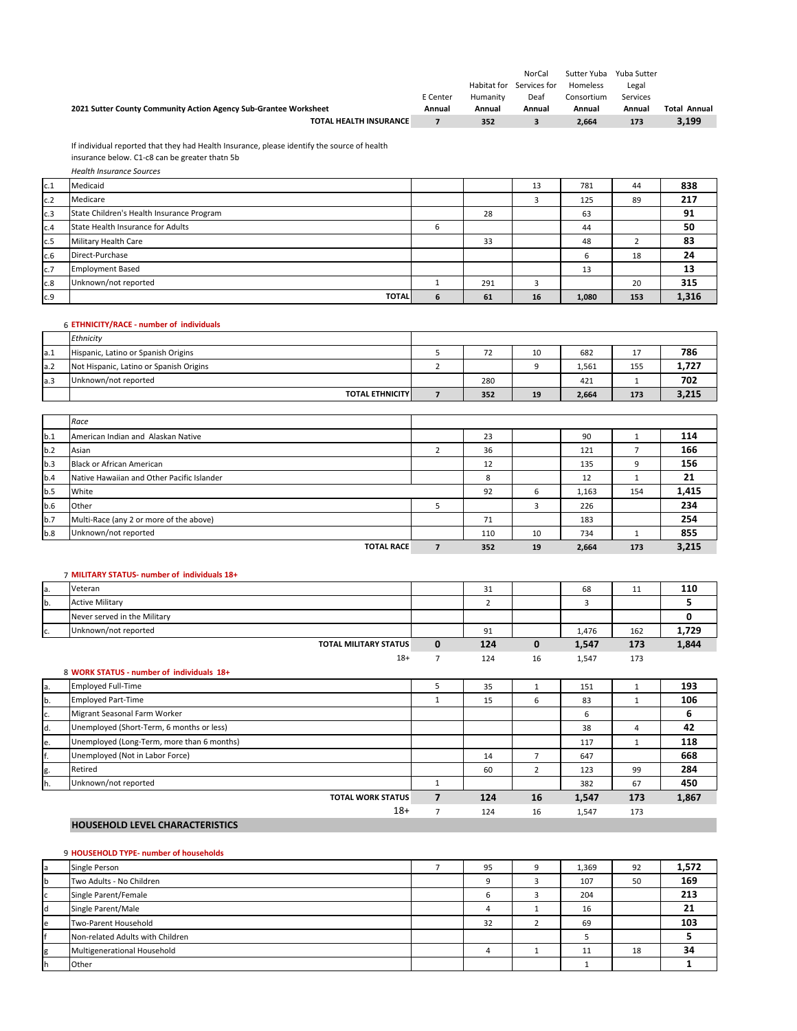| | 2021 Sutter County Community Action Agency Sub-Grantee Worksheet | E Center Annual | Habitat for Humanity Annual | NorCal Services for Deaf Annual | Sutter Yuba Homeless Consortium Annual | Yuba Sutter Legal Services Annual | Total Annual |
|---|---|---|---|---|---|---|---|
| | **TOTAL HEALTH INSURANCE** | **7** | **352** | **3** | **2,664** | **173** | **3,199** |

If individual reported that they had Health Insurance, please identify the source of health insurance below. C1-c8 can be greater thatn 5b

*Health Insurance Sources*

| | | E Center | Habitat for Humanity | NorCal Services for Deaf | Sutter Yuba Homeless Consortium | Yuba Sutter Legal Services | Total Annual |
|---|---|---|---|---|---|---|---|
| c.1 | Medicaid | | | 13 | 781 | 44 | **838** |
| c.2 | Medicare | | | 3 | 125 | 89 | **217** |
| c.3 | State Children's Health Insurance Program | | 28 | | 63 | | **91** |
| c.4 | State Health Insurance for Adults | 6 | | | 44 | | **50** |
| c.5 | Military Health Care | | 33 | | 48 | 2 | **83** |
| c.6 | Direct-Purchase | | | | 6 | 18 | **24** |
| c.7 | Employment Based | | | | 13 | | **13** |
| c.8 | Unknown/not reported | 1 | 291 | 3 | | 20 | **315** |
| c.9 | **TOTAL** | **6** | **61** | **16** | **1,080** | **153** | **1,316** |

### 6 ETHNICITY/RACE - number of individuals

| | *Ethnicity* | E Center | Habitat for Humanity | NorCal Services for Deaf | Sutter Yuba Homeless Consortium | Yuba Sutter Legal Services | Total Annual |
|---|---|---|---|---|---|---|---|
| a.1 | Hispanic, Latino or Spanish Origins | 5 | 72 | 10 | 682 | 17 | **786** |
| a.2 | Not Hispanic, Latino or Spanish Origins | 2 | | 9 | 1,561 | 155 | **1,727** |
| a.3 | Unknown/not reported | | 280 | | 421 | 1 | **702** |
| | **TOTAL ETHNICITY** | **7** | **352** | **19** | **2,664** | **173** | **3,215** |

| | *Race* | E Center | Habitat for Humanity | NorCal Services for Deaf | Sutter Yuba Homeless Consortium | Yuba Sutter Legal Services | Total Annual |
|---|---|---|---|---|---|---|---|
| b.1 | American Indian and Alaskan Native | | 23 | | 90 | 1 | **114** |
| b.2 | Asian | 2 | 36 | | 121 | 7 | **166** |
| b.3 | Black or African American | | 12 | | 135 | 9 | **156** |
| b.4 | Native Hawaiian and Other Pacific Islander | | 8 | | 12 | 1 | **21** |
| b.5 | White | | 92 | 6 | 1,163 | 154 | **1,415** |
| b.6 | Other | 5 | | 3 | 226 | | **234** |
| b.7 | Multi-Race (any 2 or more of the above) | | 71 | | 183 | | **254** |
| b.8 | Unknown/not reported | | 110 | 10 | 734 | 1 | **855** |
| | **TOTAL RACE** | **7** | **352** | **19** | **2,664** | **173** | **3,215** |

### 7 MILITARY STATUS- number of individuals 18+

| | | E Center | Habitat for Humanity | NorCal Services for Deaf | Sutter Yuba Homeless Consortium | Yuba Sutter Legal Services | Total Annual |
|---|---|---|---|---|---|---|---|
| a. | Veteran | | 31 | | 68 | 11 | **110** |
| b. | Active Military | | 2 | | 3 | | **5** |
| | Never served in the Military | | | | | | **0** |
| c. | Unknown/not reported | | 91 | | 1,476 | 162 | **1,729** |
| | **TOTAL MILITARY STATUS** | **0** | **124** | **0** | **1,547** | **173** | **1,844** |
| | 18+ | 7 | 124 | 16 | 1,547 | 173 | |

### 8 WORK STATUS - number of individuals 18+

| | | E Center | Habitat for Humanity | NorCal Services for Deaf | Sutter Yuba Homeless Consortium | Yuba Sutter Legal Services | Total Annual |
|---|---|---|---|---|---|---|---|
| a. | Employed Full-Time | 5 | 35 | 1 | 151 | 1 | **193** |
| b. | Employed Part-Time | 1 | 15 | 6 | 83 | 1 | **106** |
| c. | Migrant Seasonal Farm Worker | | | | 6 | | **6** |
| d. | Unemployed (Short-Term, 6 months or less) | | | | 38 | 4 | **42** |
| e. | Unemployed (Long-Term, more than 6 months) | | | | 117 | 1 | **118** |
| f. | Unemployed (Not in Labor Force) | | 14 | 7 | 647 | | **668** |
| g. | Retired | | 60 | 2 | 123 | 99 | **284** |
| h. | Unknown/not reported | 1 | | | 382 | 67 | **450** |
| | **TOTAL WORK STATUS** | **7** | **124** | **16** | **1,547** | **173** | **1,867** |
| | 18+ | 7 | 124 | 16 | 1,547 | 173 | |

## HOUSEHOLD LEVEL CHARACTERISTICS

### 9 HOUSEHOLD TYPE- number of households

| | | E Center | Habitat for Humanity | NorCal Services for Deaf | Sutter Yuba Homeless Consortium | Yuba Sutter Legal Services | Total Annual |
|---|---|---|---|---|---|---|---|
| a | Single Person | 7 | 95 | 9 | 1,369 | 92 | **1,572** |
| b | Two Adults - No Children | | 9 | 3 | 107 | 50 | **169** |
| c | Single Parent/Female | | 6 | 3 | 204 | | **213** |
| d | Single Parent/Male | | 4 | 1 | 16 | | **21** |
| e | Two-Parent Household | | 32 | 2 | 69 | | **103** |
| f | Non-related Adults with Children | | | | 5 | | **5** |
| g | Multigenerational Household | | 4 | 1 | 11 | 18 | **34** |
| h | Other | | | | 1 | | **1** |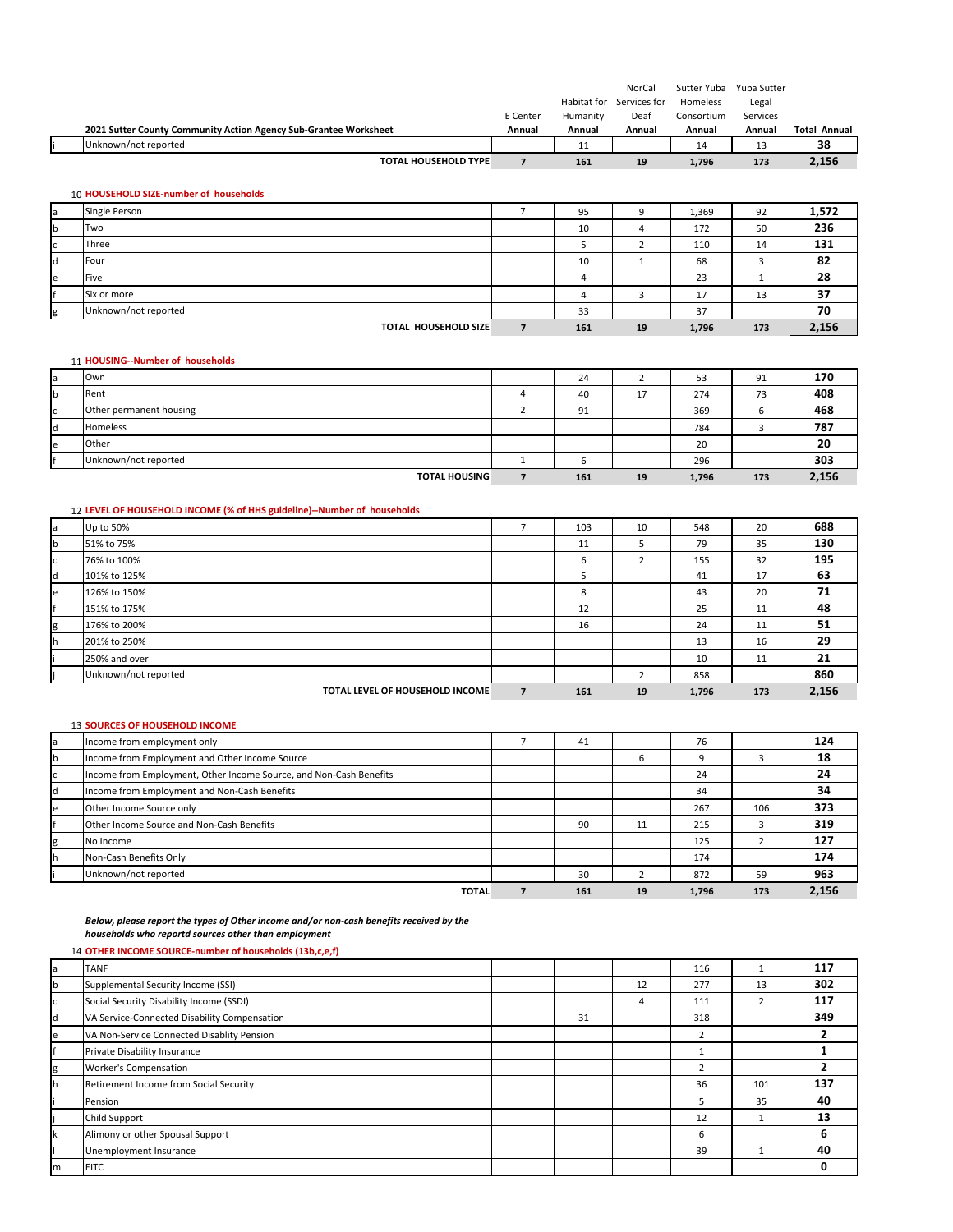| | 2021 Sutter County Community Action Agency Sub-Grantee Worksheet | E Center Annual | Habitat for Humanity Annual | NorCal Services for Deaf Annual | Sutter Yuba Homeless Consortium Annual | Yuba Sutter Legal Services Annual | Total Annual |
|---|---|---|---|---|---|---|---|
| i | Unknown/not reported | | 11 | | 14 | 13 | **38** |
| | **TOTAL HOUSEHOLD TYPE** | **7** | **161** | **19** | **1,796** | **173** | **2,156** |

10 **HOUSEHOLD SIZE-number of households**

| | | E Center Annual | Habitat for Humanity Annual | NorCal Services for Deaf Annual | Sutter Yuba Homeless Consortium Annual | Yuba Sutter Legal Services Annual | Total Annual |
|---|---|---|---|---|---|---|---|
| a | Single Person | 7 | 95 | 9 | 1,369 | 92 | **1,572** |
| b | Two | | 10 | 4 | 172 | 50 | **236** |
| c | Three | | 5 | 2 | 110 | 14 | **131** |
| d | Four | | 10 | 1 | 68 | 3 | **82** |
| e | Five | | 4 | | 23 | 1 | **28** |
| f | Six or more | | 4 | 3 | 17 | 13 | **37** |
| g | Unknown/not reported | | 33 | | 37 | | **70** |
| | **TOTAL HOUSEHOLD SIZE** | **7** | **161** | **19** | **1,796** | **173** | **2,156** |

11 **HOUSING--Number of households**

| | | E Center Annual | Habitat for Humanity Annual | NorCal Services for Deaf Annual | Sutter Yuba Homeless Consortium Annual | Yuba Sutter Legal Services Annual | Total Annual |
|---|---|---|---|---|---|---|---|
| a | Own | | 24 | 2 | 53 | 91 | **170** |
| b | Rent | 4 | 40 | 17 | 274 | 73 | **408** |
| c | Other permanent housing | 2 | 91 | | 369 | 6 | **468** |
| d | Homeless | | | | 784 | 3 | **787** |
| e | Other | | | | 20 | | **20** |
| f | Unknown/not reported | 1 | 6 | | 296 | | **303** |
| | **TOTAL HOUSING** | **7** | **161** | **19** | **1,796** | **173** | **2,156** |

12 **LEVEL OF HOUSEHOLD INCOME (% of HHS guideline)--Number of households**

| | | E Center Annual | Habitat for Humanity Annual | NorCal Services for Deaf Annual | Sutter Yuba Homeless Consortium Annual | Yuba Sutter Legal Services Annual | Total Annual |
|---|---|---|---|---|---|---|---|
| a | Up to 50% | 7 | 103 | 10 | 548 | 20 | **688** |
| b | 51% to 75% | | 11 | 5 | 79 | 35 | **130** |
| c | 76% to 100% | | 6 | 2 | 155 | 32 | **195** |
| d | 101% to 125% | | 5 | | 41 | 17 | **63** |
| e | 126% to 150% | | 8 | | 43 | 20 | **71** |
| f | 151% to 175% | | 12 | | 25 | 11 | **48** |
| g | 176% to 200% | | 16 | | 24 | 11 | **51** |
| h | 201% to 250% | | | | 13 | 16 | **29** |
| i | 250% and over | | | | 10 | 11 | **21** |
| j | Unknown/not reported | | | 2 | 858 | | **860** |
| | **TOTAL LEVEL OF HOUSEHOLD INCOME** | **7** | **161** | **19** | **1,796** | **173** | **2,156** |

13 **SOURCES OF HOUSEHOLD INCOME**

| | | E Center Annual | Habitat for Humanity Annual | NorCal Services for Deaf Annual | Sutter Yuba Homeless Consortium Annual | Yuba Sutter Legal Services Annual | Total Annual |
|---|---|---|---|---|---|---|---|
| a | Income from employment only | 7 | 41 | | 76 | | **124** |
| b | Income from Employment and Other Income Source | | | 6 | 9 | 3 | **18** |
| c | Income from Employment, Other Income Source, and Non-Cash Benefits | | | | 24 | | **24** |
| d | Income from Employment and Non-Cash Benefits | | | | 34 | | **34** |
| e | Other Income Source only | | | | 267 | 106 | **373** |
| f | Other Income Source and Non-Cash Benefits | | 90 | 11 | 215 | 3 | **319** |
| g | No Income | | | | 125 | 2 | **127** |
| h | Non-Cash Benefits Only | | | | 174 | | **174** |
| i | Unknown/not reported | | 30 | 2 | 872 | 59 | **963** |
| | **TOTAL** | **7** | **161** | **19** | **1,796** | **173** | **2,156** |

***Below, please report the types of Other income and/or non-cash benefits received by the households who reportd sources other than employment***

14 **OTHER INCOME SOURCE-number of households (13b,c,e,f)**

| | | E Center Annual | Habitat for Humanity Annual | NorCal Services for Deaf Annual | Sutter Yuba Homeless Consortium Annual | Yuba Sutter Legal Services Annual | Total Annual |
|---|---|---|---|---|---|---|---|
| a | TANF | | | | 116 | 1 | **117** |
| b | Supplemental Security Income (SSI) | | | 12 | 277 | 13 | **302** |
| c | Social Security Disability Income (SSDI) | | | 4 | 111 | 2 | **117** |
| d | VA Service-Connected Disability Compensation | | 31 | | 318 | | **349** |
| e | VA Non-Service Connected Disablity Pension | | | | 2 | | **2** |
| f | Private Disability Insurance | | | | 1 | | **1** |
| g | Worker's Compensation | | | | 2 | | **2** |
| h | Retirement Income from Social Security | | | | 36 | 101 | **137** |
| i | Pension | | | | 5 | 35 | **40** |
| j | Child Support | | | | 12 | 1 | **13** |
| k | Alimony or other Spousal Support | | | | 6 | | **6** |
| l | Unemployment Insurance | | | | 39 | 1 | **40** |
| m | EITC | | | | | | **0** |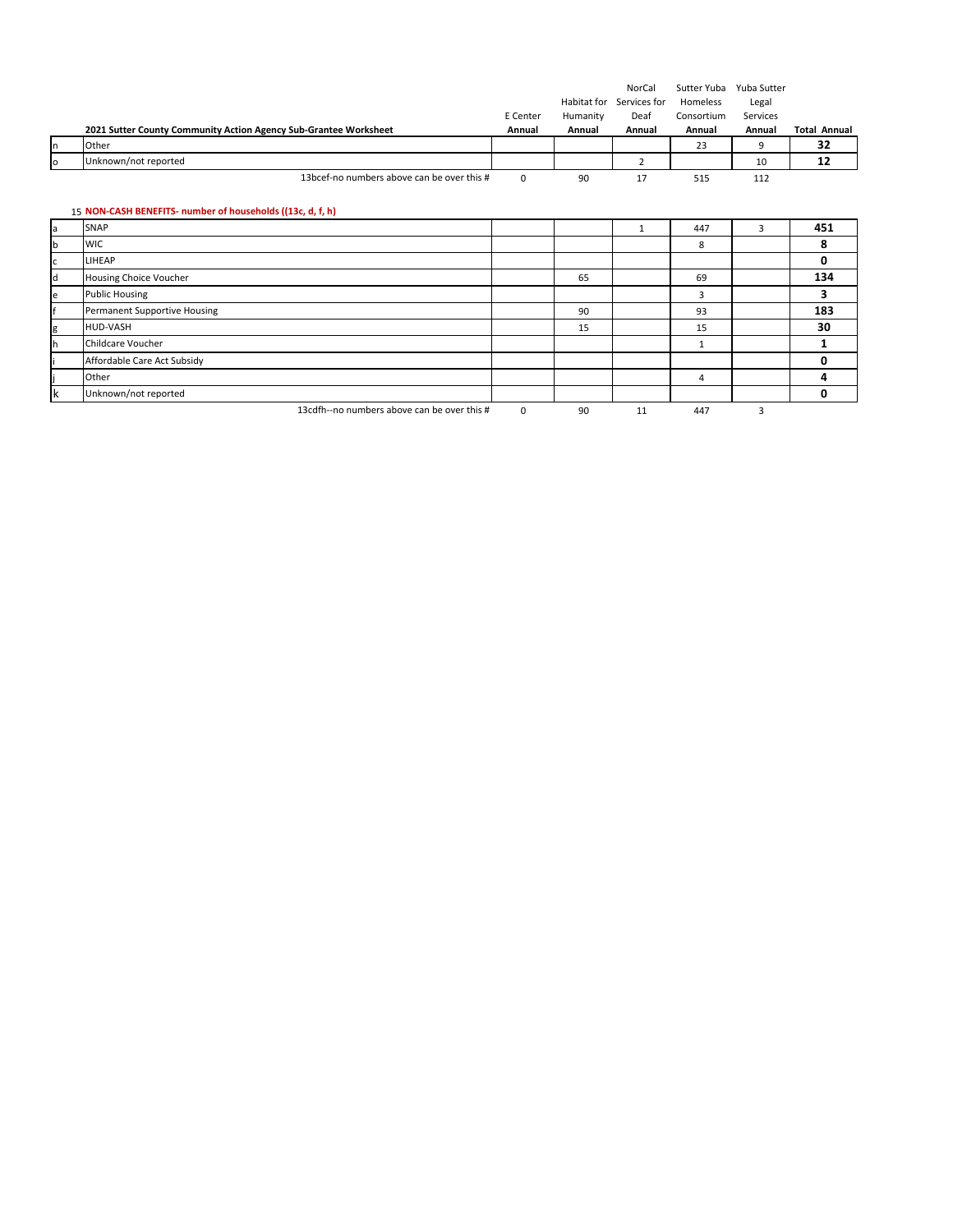| | 2021 Sutter County Community Action Agency Sub-Grantee Worksheet | E Center Annual | Habitat for Humanity Annual | NorCal Services for Deaf Annual | Sutter Yuba Homeless Consortium Annual | Yuba Sutter Legal Services Annual | Total Annual |
|---|---|---|---|---|---|---|---|
| n | Other | | | | 23 | 9 | **32** |
| o | Unknown/not reported | | | 2 | | 10 | **12** |
| | 13bcef-no numbers above can be over this # | 0 | 90 | 17 | 515 | 112 | |

15 **NON-CASH BENEFITS- number of households ((13c, d, f, h)**

| | | E Center Annual | Habitat for Humanity Annual | NorCal Services for Deaf Annual | Sutter Yuba Homeless Consortium Annual | Yuba Sutter Legal Services Annual | Total Annual |
|---|---|---|---|---|---|---|---|
| a | SNAP | | | 1 | 447 | 3 | **451** |
| b | WIC | | | | 8 | | **8** |
| c | LIHEAP | | | | | | **0** |
| d | Housing Choice Voucher | | 65 | | 69 | | **134** |
| e | Public Housing | | | | 3 | | **3** |
| f | Permanent Supportive Housing | | 90 | | 93 | | **183** |
| g | HUD-VASH | | 15 | | 15 | | **30** |
| h | Childcare Voucher | | | | 1 | | **1** |
| i | Affordable Care Act Subsidy | | | | | | **0** |
| j | Other | | | | 4 | | **4** |
| k | Unknown/not reported | | | | | | **0** |
| | 13cdfh--no numbers above can be over this # | 0 | 90 | 11 | 447 | 3 | |